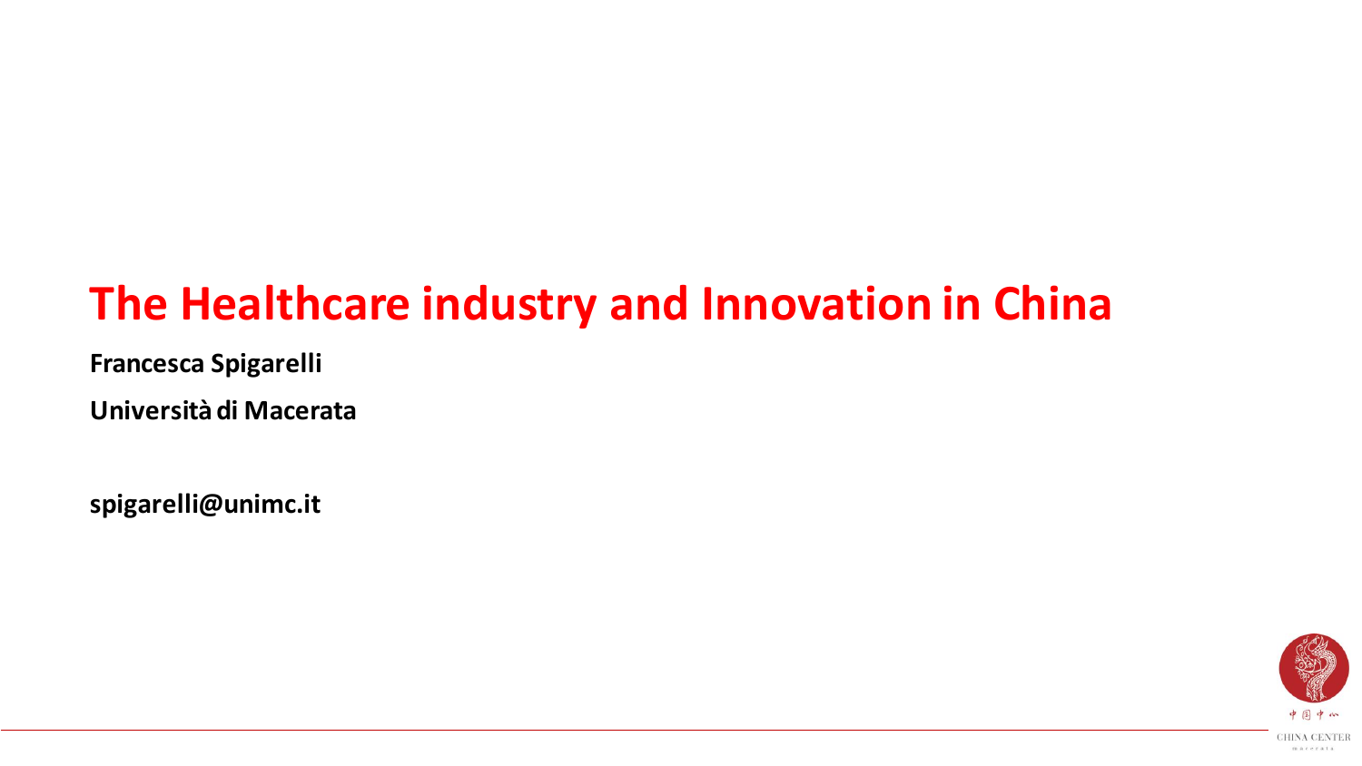# The Healthcare industry and Innovation in China

**Francesca Spigarelli**

**Università di Macerata**

**spigarelli@unimc.it**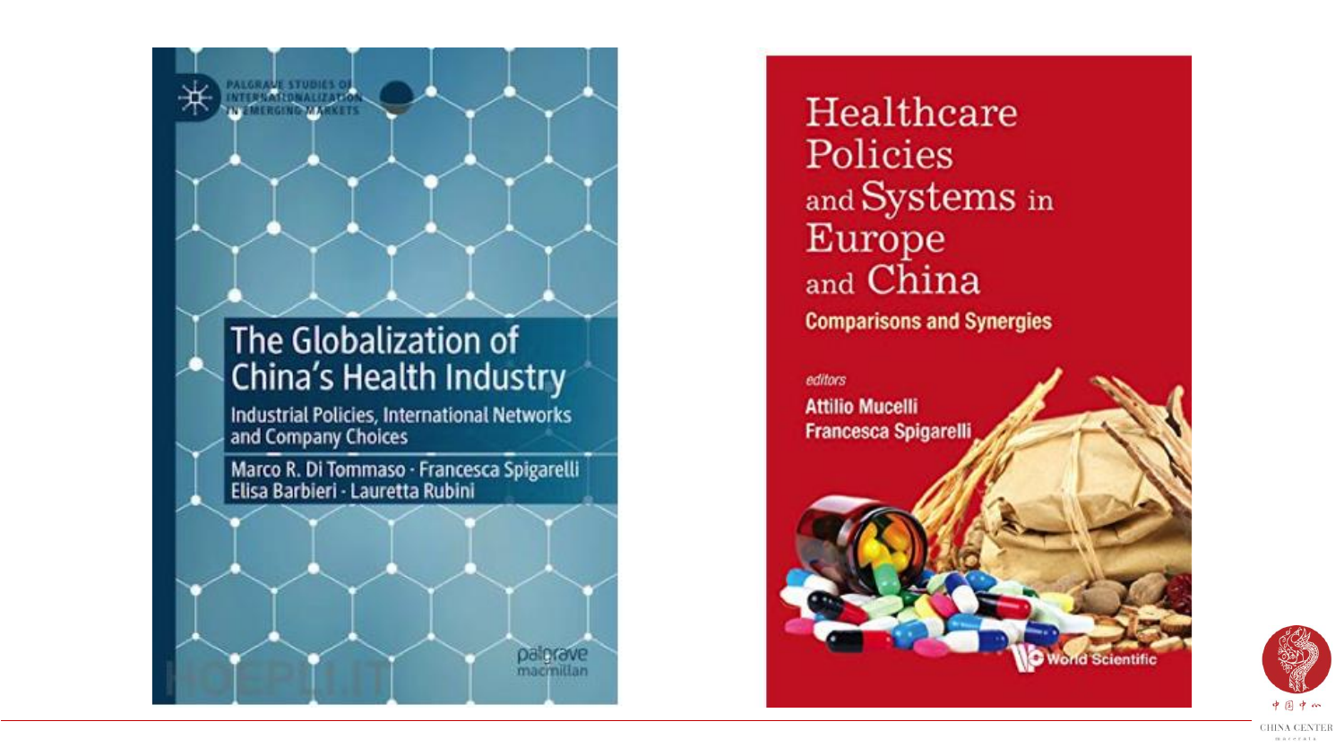PALGRAVE STUDIES OF INTERNATIONALIZATION IN EMERGING MARKETS

# The Globalization of China's Health Industry

Industrial Policies, International Networks and Company Choices

Marco R. Di Tommaso · Francesca Spigarelli
Elisa Barbieri · Lauretta Rubini

palgrave macmillan

# Healthcare Policies and Systems in Europe and China

**Comparisons and Synergies**

*editors*

**Attilio Mucelli**
**Francesca Spigarelli**

World Scientific

中国中心
CHINA CENTER
macerata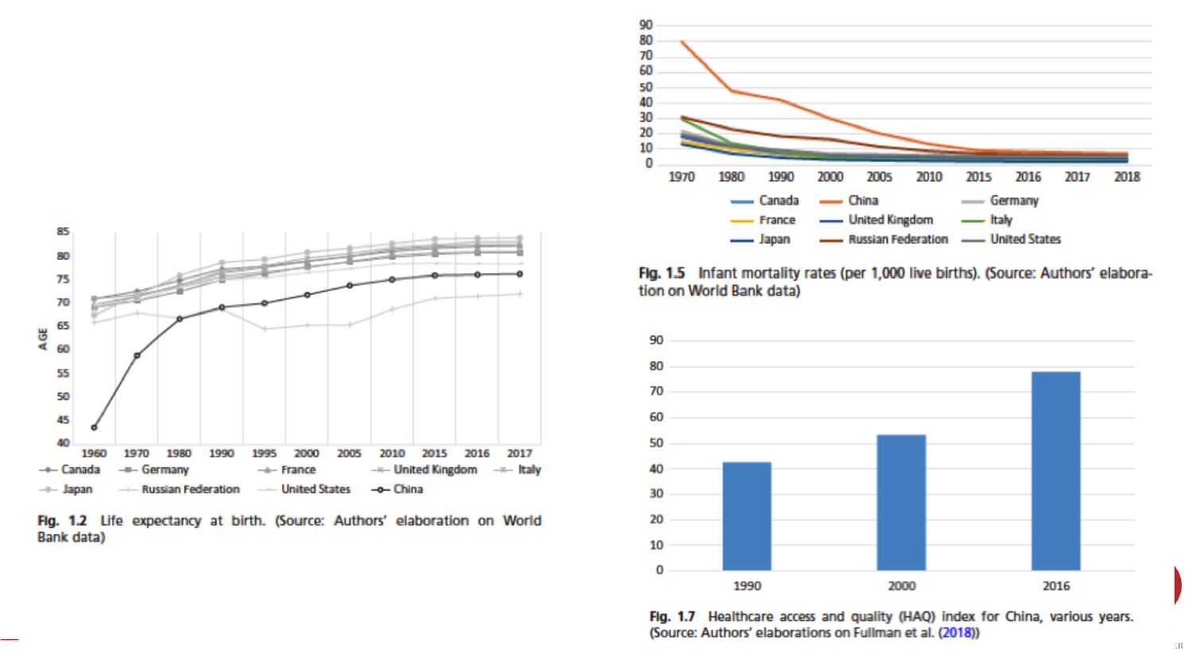Fig. 1.2 Life expectancy at birth. (Source: Authors' elaboration on World Bank data)

Fig. 1.5 Infant mortality rates (per 1,000 live births). (Source: Authors' elaboration on World Bank data)

Fig. 1.7 Healthcare access and quality (HAQ) index for China, various years. (Source: Authors' elaborations on Fullman et al. (2018))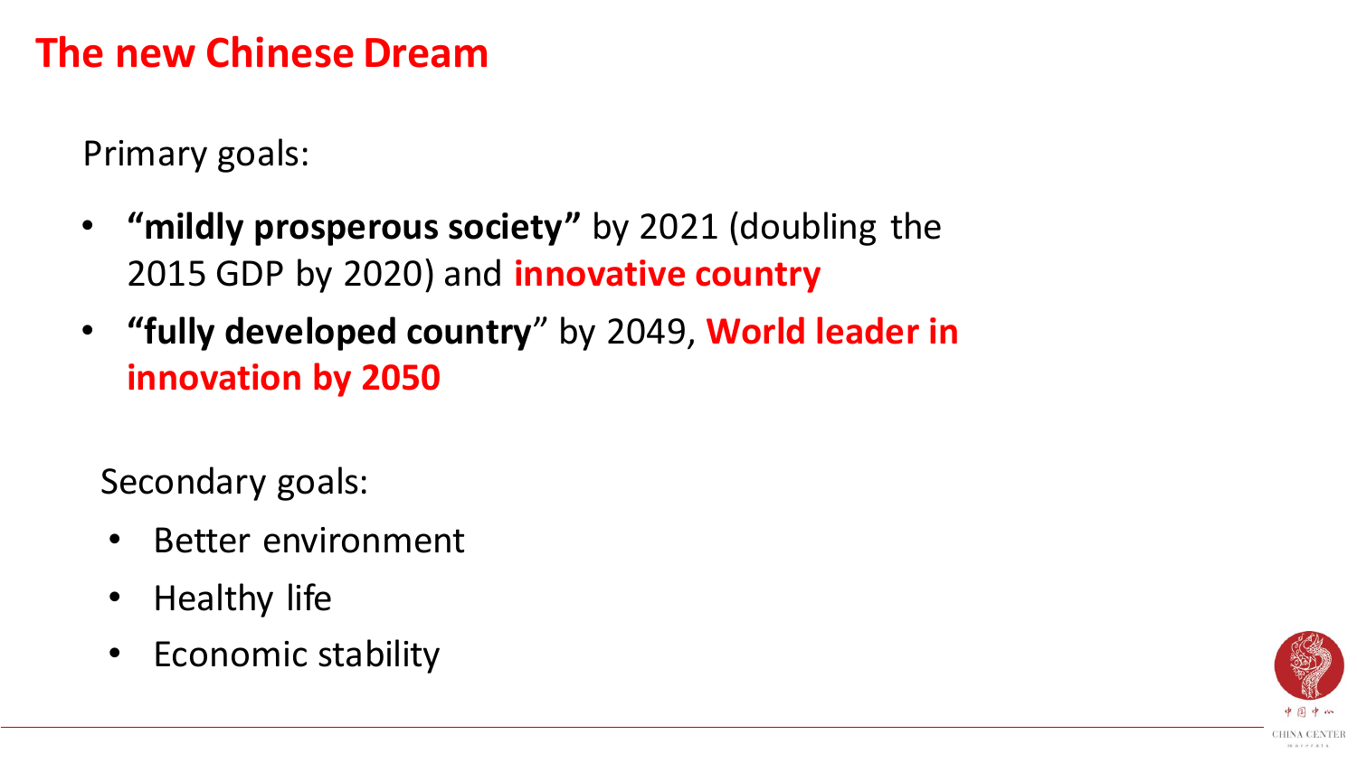# The new Chinese Dream

Primary goals:

- **"mildly prosperous society"** by 2021 (doubling the 2015 GDP by 2020) and **innovative country**
- **"fully developed country**" by 2049, **World leader in innovation by 2050**

Secondary goals:

- Better environment
- Healthy life
- Economic stability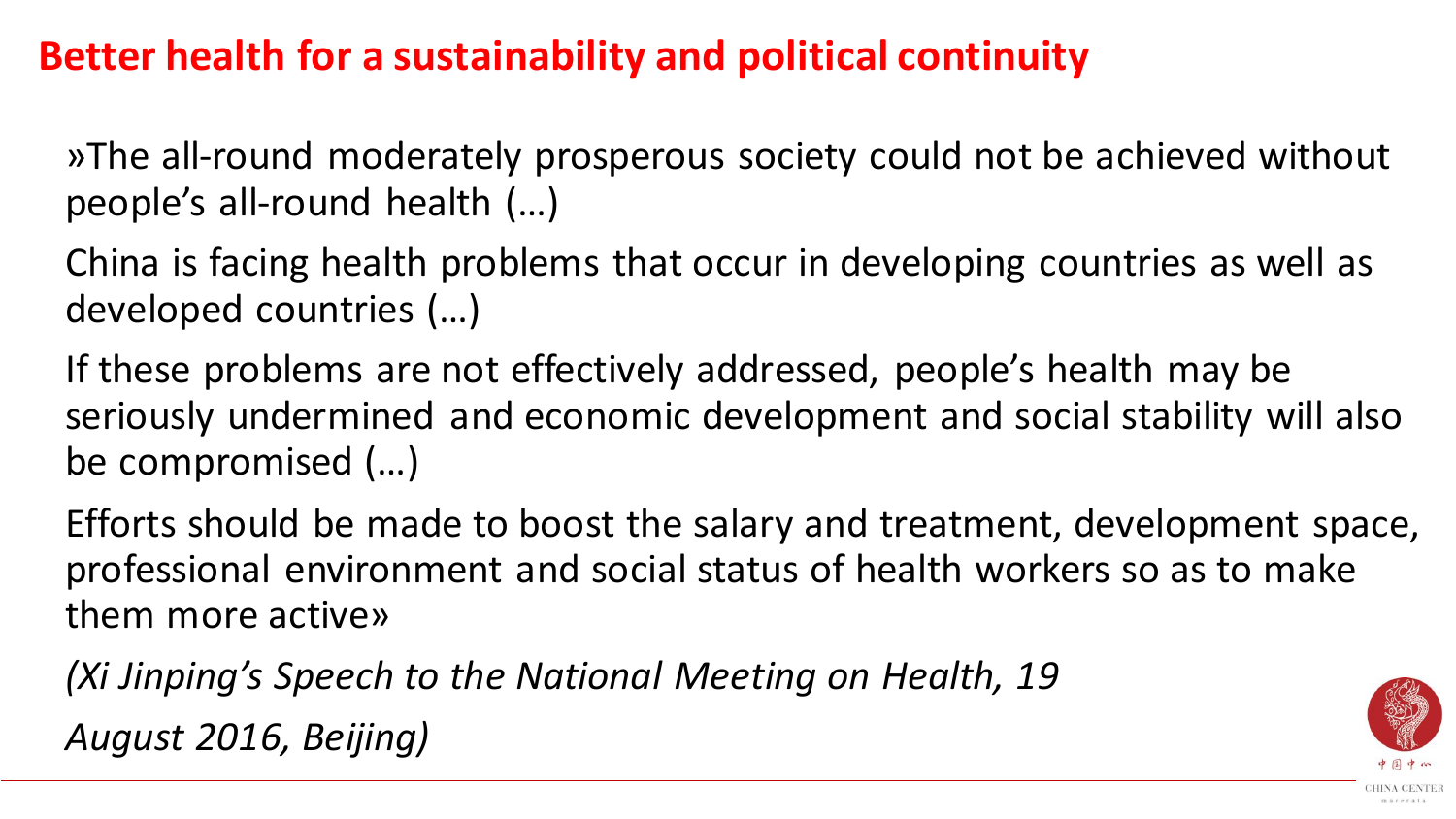# Better health for a sustainability and political continuity

»The all-round moderately prosperous society could not be achieved without people's all-round health (…)

China is facing health problems that occur in developing countries as well as developed countries (…)

If these problems are not effectively addressed, people's health may be seriously undermined and economic development and social stability will also be compromised (…)

Efforts should be made to boost the salary and treatment, development space, professional environment and social status of health workers so as to make them more active»

*(Xi Jinping's Speech to the National Meeting on Health, 19 August 2016, Beijing)*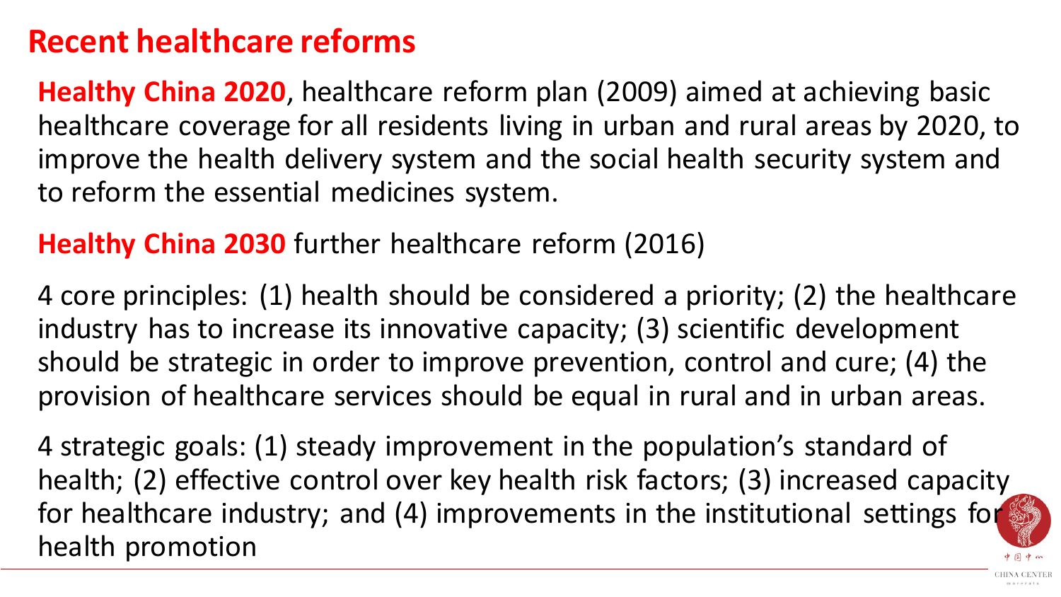# Recent healthcare reforms

**Healthy China 2020**, healthcare reform plan (2009) aimed at achieving basic healthcare coverage for all residents living in urban and rural areas by 2020, to improve the health delivery system and the social health security system and to reform the essential medicines system.

**Healthy China 2030** further healthcare reform (2016)

4 core principles: (1) health should be considered a priority; (2) the healthcare industry has to increase its innovative capacity; (3) scientific development should be strategic in order to improve prevention, control and cure; (4) the provision of healthcare services should be equal in rural and in urban areas.

4 strategic goals: (1) steady improvement in the population's standard of health; (2) effective control over key health risk factors; (3) increased capacity for healthcare industry; and (4) improvements in the institutional settings for health promotion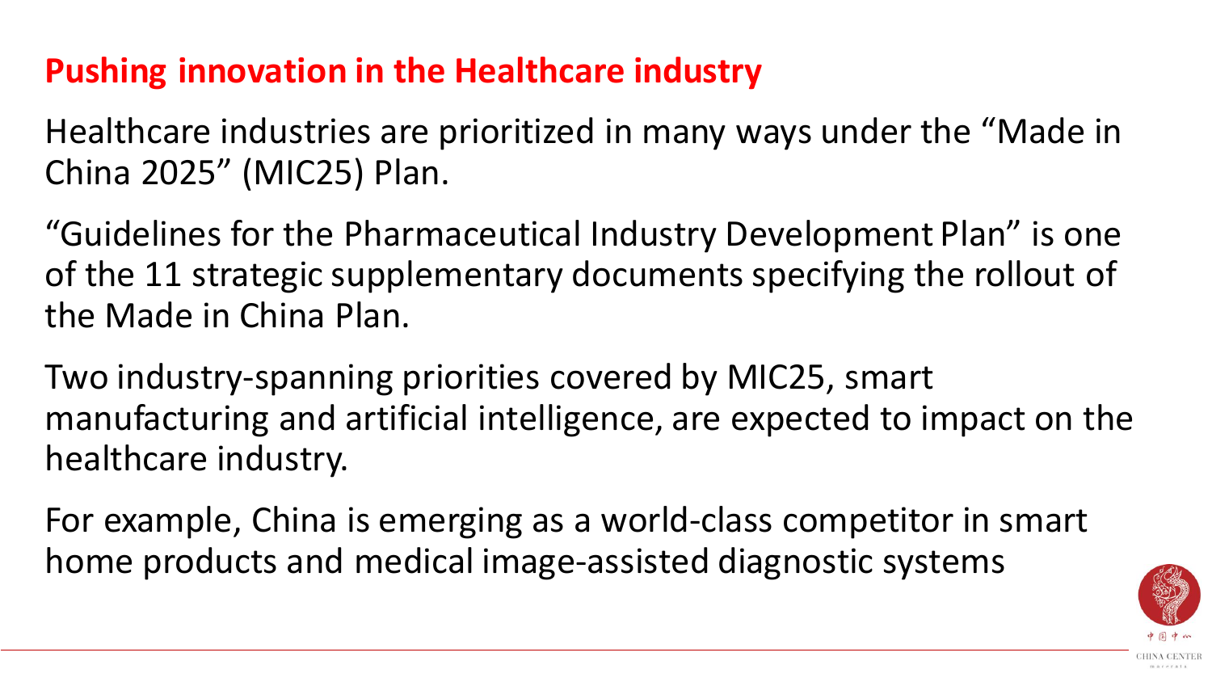## Pushing innovation in the Healthcare industry

Healthcare industries are prioritized in many ways under the "Made in China 2025" (MIC25) Plan.

"Guidelines for the Pharmaceutical Industry Development Plan" is one of the 11 strategic supplementary documents specifying the rollout of the Made in China Plan.

Two industry-spanning priorities covered by MIC25, smart manufacturing and artificial intelligence, are expected to impact on the healthcare industry.

For example, China is emerging as a world-class competitor in smart home products and medical image-assisted diagnostic systems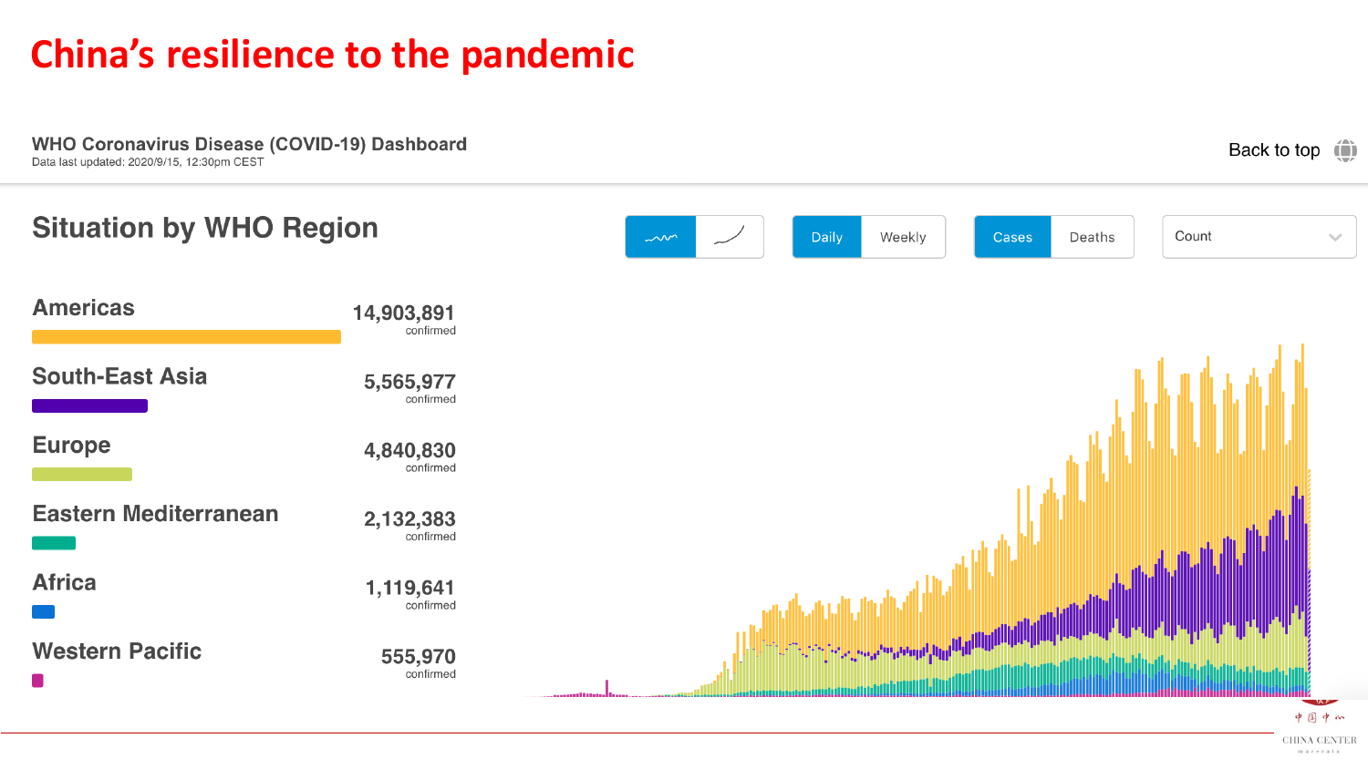# China's resilience to the pandemic

**WHO Coronavirus Disease (COVID-19) Dashboard**
Data last updated: 2020/9/15, 12:30pm CEST

Back to top

## Situation by WHO Region

Daily | Weekly | Cases | Deaths | Count

| Region | Confirmed |
|---|---|
| Americas | 14,903,891 confirmed |
| South-East Asia | 5,565,977 confirmed |
| Europe | 4,840,830 confirmed |
| Eastern Mediterranean | 2,132,383 confirmed |
| Africa | 1,119,641 confirmed |
| Western Pacific | 555,970 confirmed |

CHINA CENTER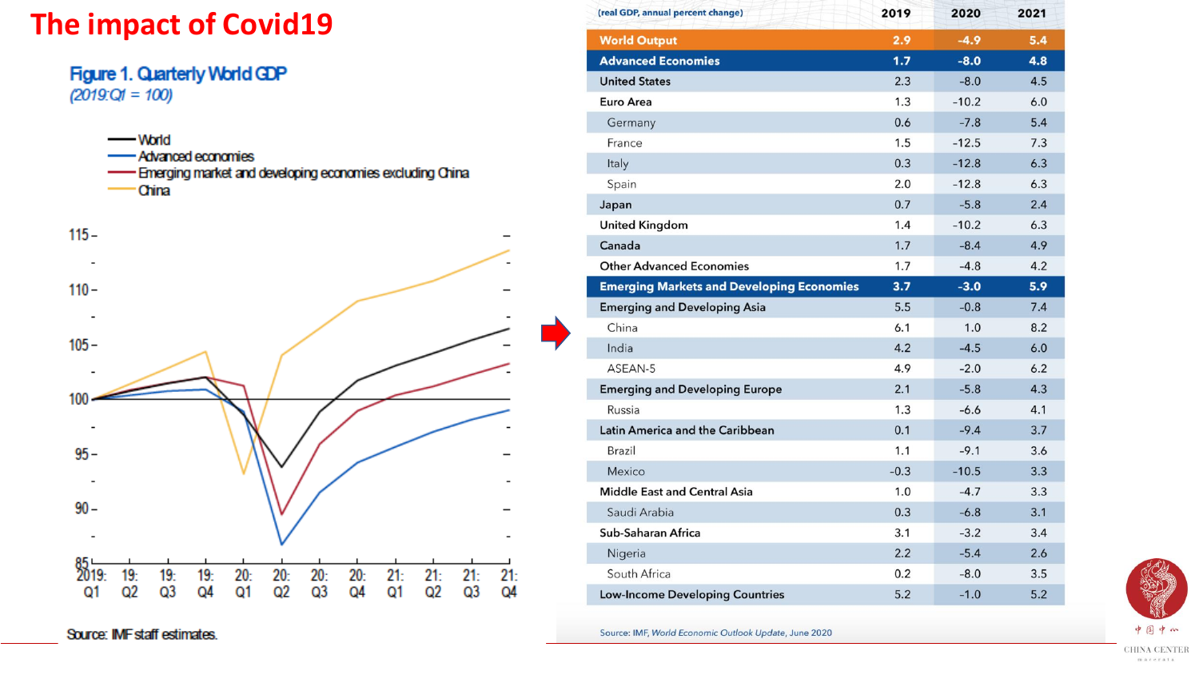# The impact of Covid19

**Figure 1. Quarterly World GDP**
*(2019:Q1 = 100)*

- World
- Advanced economies
- Emerging market and developing economies excluding China
- China

Source: IMF staff estimates.

| (real GDP, annual percent change) | 2019 | 2020 | 2021 |
|---|---|---|---|
| **World Output** | **2.9** | **-4.9** | **5.4** |
| **Advanced Economies** | **1.7** | **-8.0** | **4.8** |
| United States | 2.3 | -8.0 | 4.5 |
| Euro Area | 1.3 | -10.2 | 6.0 |
| Germany | 0.6 | -7.8 | 5.4 |
| France | 1.5 | -12.5 | 7.3 |
| Italy | 0.3 | -12.8 | 6.3 |
| Spain | 2.0 | -12.8 | 6.3 |
| Japan | 0.7 | -5.8 | 2.4 |
| United Kingdom | 1.4 | -10.2 | 6.3 |
| Canada | 1.7 | -8.4 | 4.9 |
| Other Advanced Economies | 1.7 | -4.8 | 4.2 |
| **Emerging Markets and Developing Economies** | **3.7** | **-3.0** | **5.9** |
| Emerging and Developing Asia | 5.5 | -0.8 | 7.4 |
| China | 6.1 | 1.0 | 8.2 |
| India | 4.2 | -4.5 | 6.0 |
| ASEAN-5 | 4.9 | -2.0 | 6.2 |
| Emerging and Developing Europe | 2.1 | -5.8 | 4.3 |
| Russia | 1.3 | -6.6 | 4.1 |
| Latin America and the Caribbean | 0.1 | -9.4 | 3.7 |
| Brazil | 1.1 | -9.1 | 3.6 |
| Mexico | -0.3 | -10.5 | 3.3 |
| Middle East and Central Asia | 1.0 | -4.7 | 3.3 |
| Saudi Arabia | 0.3 | -6.8 | 3.1 |
| Sub-Saharan Africa | 3.1 | -3.2 | 3.4 |
| Nigeria | 2.2 | -5.4 | 2.6 |
| South Africa | 0.2 | -8.0 | 3.5 |
| Low-Income Developing Countries | 5.2 | -1.0 | 5.2 |

Source: IMF, *World Economic Outlook Update*, June 2020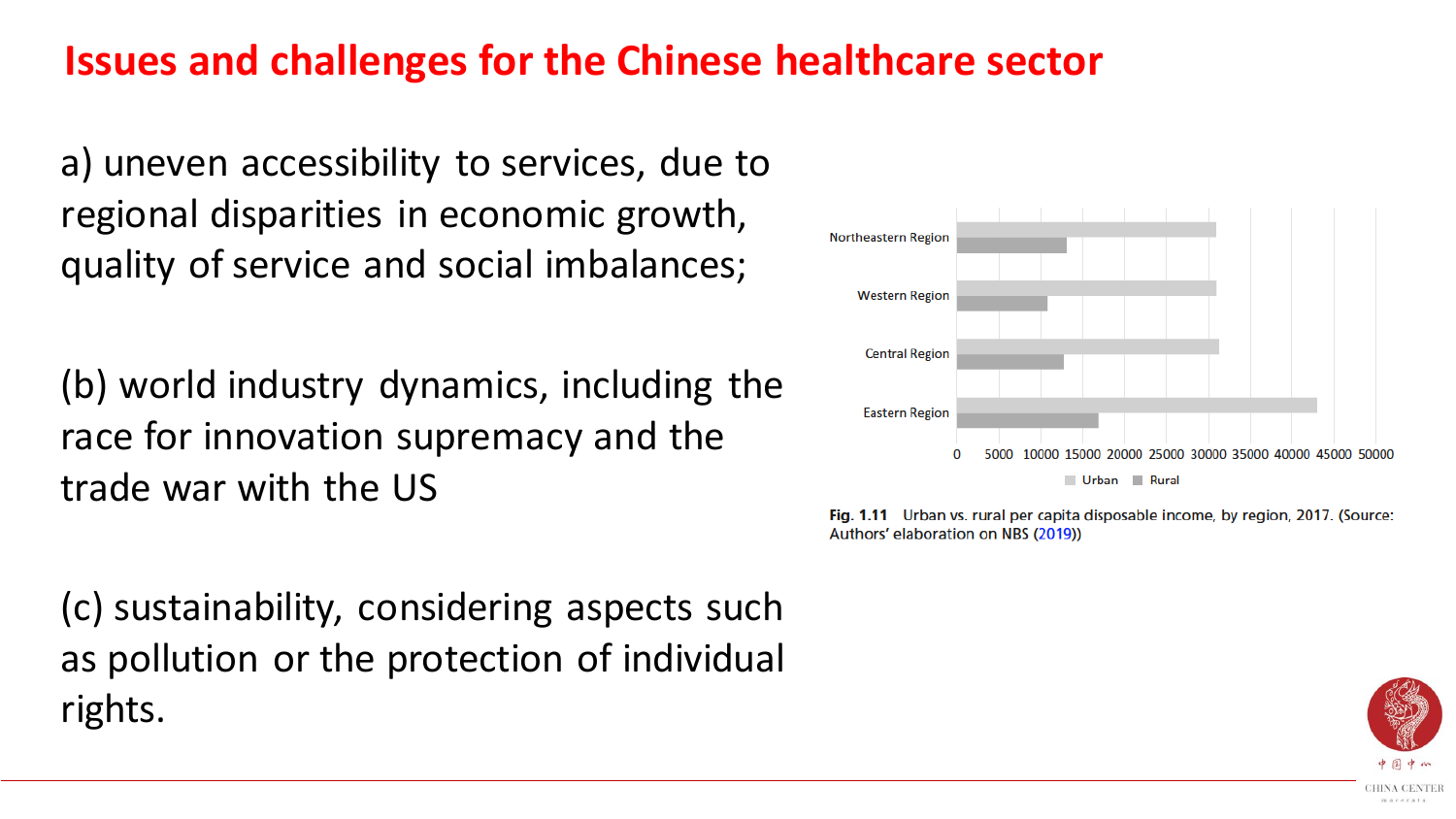# Issues and challenges for the Chinese healthcare sector

a) uneven accessibility to services, due to regional disparities in economic growth, quality of service and social imbalances;

(b) world industry dynamics, including the race for innovation supremacy and the trade war with the US

(c) sustainability, considering aspects such as pollution or the protection of individual rights.

**Fig. 1.11** Urban vs. rural per capita disposable income, by region, 2017. (Source: Authors' elaboration on NBS (2019))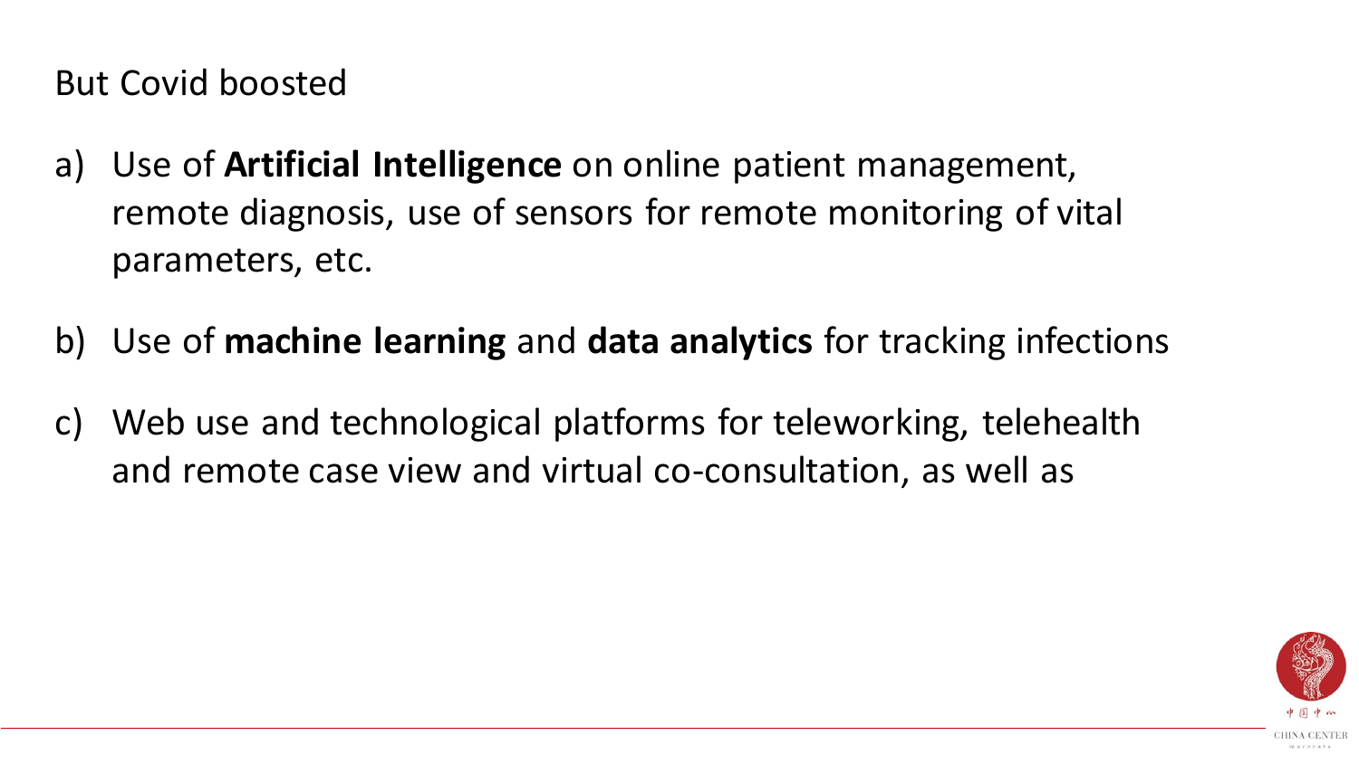But Covid boosted

a) Use of **Artificial Intelligence** on online patient management, remote diagnosis, use of sensors for remote monitoring of vital parameters, etc.

b) Use of **machine learning** and **data analytics** for tracking infections

c) Web use and technological platforms for teleworking, telehealth and remote case view and virtual co-consultation, as well as